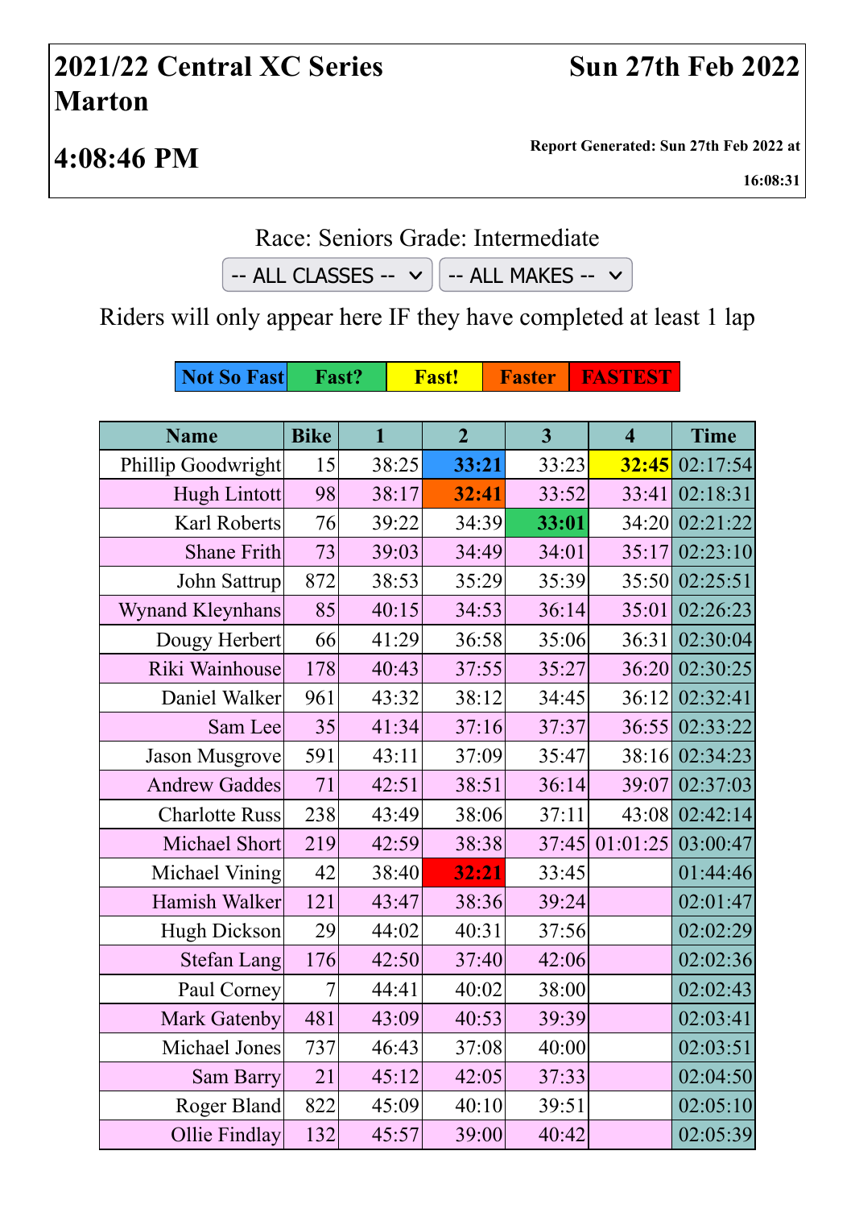# 2021/22 Central XC Series Marton

# 4:08:46 PM

**Sun 27th Feb 2022**

**Report Generated: Sun 27th Feb 2022 at 16:08:31**

Race: Seniors Grade: Intermediate

-- ALL CLASSES -- | -- ALL MAKES --

Riders will only appear here IF they have completed at least 1 lap

| Not So Fast | Fast? | Fast! | Faster | FASTEST |
|---|---|---|---|---|

| Name | Bike | 1 | 2 | 3 | 4 | Time |
|---|---|---|---|---|---|---|
| Phillip Goodwright | 15 | 38:25 | **33:21** | 33:23 | **32:45** | 02:17:54 |
| Hugh Lintott | 98 | 38:17 | **32:41** | 33:52 | 33:41 | 02:18:31 |
| Karl Roberts | 76 | 39:22 | 34:39 | **33:01** | 34:20 | 02:21:22 |
| Shane Frith | 73 | 39:03 | 34:49 | 34:01 | 35:17 | 02:23:10 |
| John Sattrup | 872 | 38:53 | 35:29 | 35:39 | 35:50 | 02:25:51 |
| Wynand Kleynhans | 85 | 40:15 | 34:53 | 36:14 | 35:01 | 02:26:23 |
| Dougy Herbert | 66 | 41:29 | 36:58 | 35:06 | 36:31 | 02:30:04 |
| Riki Wainhouse | 178 | 40:43 | 37:55 | 35:27 | 36:20 | 02:30:25 |
| Daniel Walker | 961 | 43:32 | 38:12 | 34:45 | 36:12 | 02:32:41 |
| Sam Lee | 35 | 41:34 | 37:16 | 37:37 | 36:55 | 02:33:22 |
| Jason Musgrove | 591 | 43:11 | 37:09 | 35:47 | 38:16 | 02:34:23 |
| Andrew Gaddes | 71 | 42:51 | 38:51 | 36:14 | 39:07 | 02:37:03 |
| Charlotte Russ | 238 | 43:49 | 38:06 | 37:11 | 43:08 | 02:42:14 |
| Michael Short | 219 | 42:59 | 38:38 | 37:45 | 01:01:25 | 03:00:47 |
| Michael Vining | 42 | 38:40 | **32:21** | 33:45 | | 01:44:46 |
| Hamish Walker | 121 | 43:47 | 38:36 | 39:24 | | 02:01:47 |
| Hugh Dickson | 29 | 44:02 | 40:31 | 37:56 | | 02:02:29 |
| Stefan Lang | 176 | 42:50 | 37:40 | 42:06 | | 02:02:36 |
| Paul Corney | 7 | 44:41 | 40:02 | 38:00 | | 02:02:43 |
| Mark Gatenby | 481 | 43:09 | 40:53 | 39:39 | | 02:03:41 |
| Michael Jones | 737 | 46:43 | 37:08 | 40:00 | | 02:03:51 |
| Sam Barry | 21 | 45:12 | 42:05 | 37:33 | | 02:04:50 |
| Roger Bland | 822 | 45:09 | 40:10 | 39:51 | | 02:05:10 |
| Ollie Findlay | 132 | 45:57 | 39:00 | 40:42 | | 02:05:39 |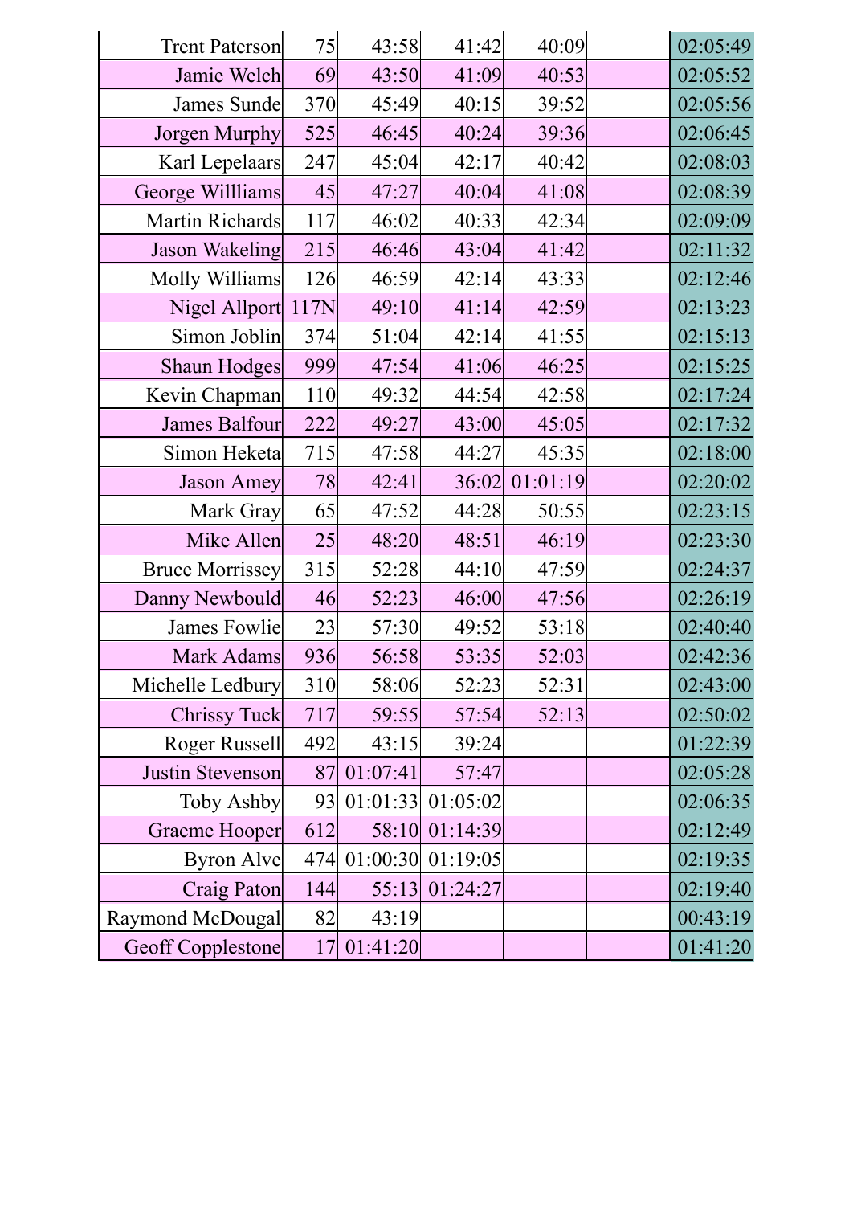| | | | | | | |
|---|---|---|---|---|---|---|
| Trent Paterson | 75 | 43:58 | 41:42 | 40:09 | | 02:05:49 |
| Jamie Welch | 69 | 43:50 | 41:09 | 40:53 | | 02:05:52 |
| James Sunde | 370 | 45:49 | 40:15 | 39:52 | | 02:05:56 |
| Jorgen Murphy | 525 | 46:45 | 40:24 | 39:36 | | 02:06:45 |
| Karl Lepelaars | 247 | 45:04 | 42:17 | 40:42 | | 02:08:03 |
| George Willliams | 45 | 47:27 | 40:04 | 41:08 | | 02:08:39 |
| Martin Richards | 117 | 46:02 | 40:33 | 42:34 | | 02:09:09 |
| Jason Wakeling | 215 | 46:46 | 43:04 | 41:42 | | 02:11:32 |
| Molly Williams | 126 | 46:59 | 42:14 | 43:33 | | 02:12:46 |
| Nigel Allport | 117N | 49:10 | 41:14 | 42:59 | | 02:13:23 |
| Simon Joblin | 374 | 51:04 | 42:14 | 41:55 | | 02:15:13 |
| Shaun Hodges | 999 | 47:54 | 41:06 | 46:25 | | 02:15:25 |
| Kevin Chapman | 110 | 49:32 | 44:54 | 42:58 | | 02:17:24 |
| James Balfour | 222 | 49:27 | 43:00 | 45:05 | | 02:17:32 |
| Simon Heketa | 715 | 47:58 | 44:27 | 45:35 | | 02:18:00 |
| Jason Amey | 78 | 42:41 | 36:02 | 01:01:19 | | 02:20:02 |
| Mark Gray | 65 | 47:52 | 44:28 | 50:55 | | 02:23:15 |
| Mike Allen | 25 | 48:20 | 48:51 | 46:19 | | 02:23:30 |
| Bruce Morrissey | 315 | 52:28 | 44:10 | 47:59 | | 02:24:37 |
| Danny Newbould | 46 | 52:23 | 46:00 | 47:56 | | 02:26:19 |
| James Fowlie | 23 | 57:30 | 49:52 | 53:18 | | 02:40:40 |
| Mark Adams | 936 | 56:58 | 53:35 | 52:03 | | 02:42:36 |
| Michelle Ledbury | 310 | 58:06 | 52:23 | 52:31 | | 02:43:00 |
| Chrissy Tuck | 717 | 59:55 | 57:54 | 52:13 | | 02:50:02 |
| Roger Russell | 492 | 43:15 | 39:24 | | | 01:22:39 |
| Justin Stevenson | 87 | 01:07:41 | 57:47 | | | 02:05:28 |
| Toby Ashby | 93 | 01:01:33 | 01:05:02 | | | 02:06:35 |
| Graeme Hooper | 612 | 58:10 | 01:14:39 | | | 02:12:49 |
| Byron Alve | 474 | 01:00:30 | 01:19:05 | | | 02:19:35 |
| Craig Paton | 144 | 55:13 | 01:24:27 | | | 02:19:40 |
| Raymond McDougal | 82 | 43:19 | | | | 00:43:19 |
| Geoff Copplestone | 17 | 01:41:20 | | | | 01:41:20 |